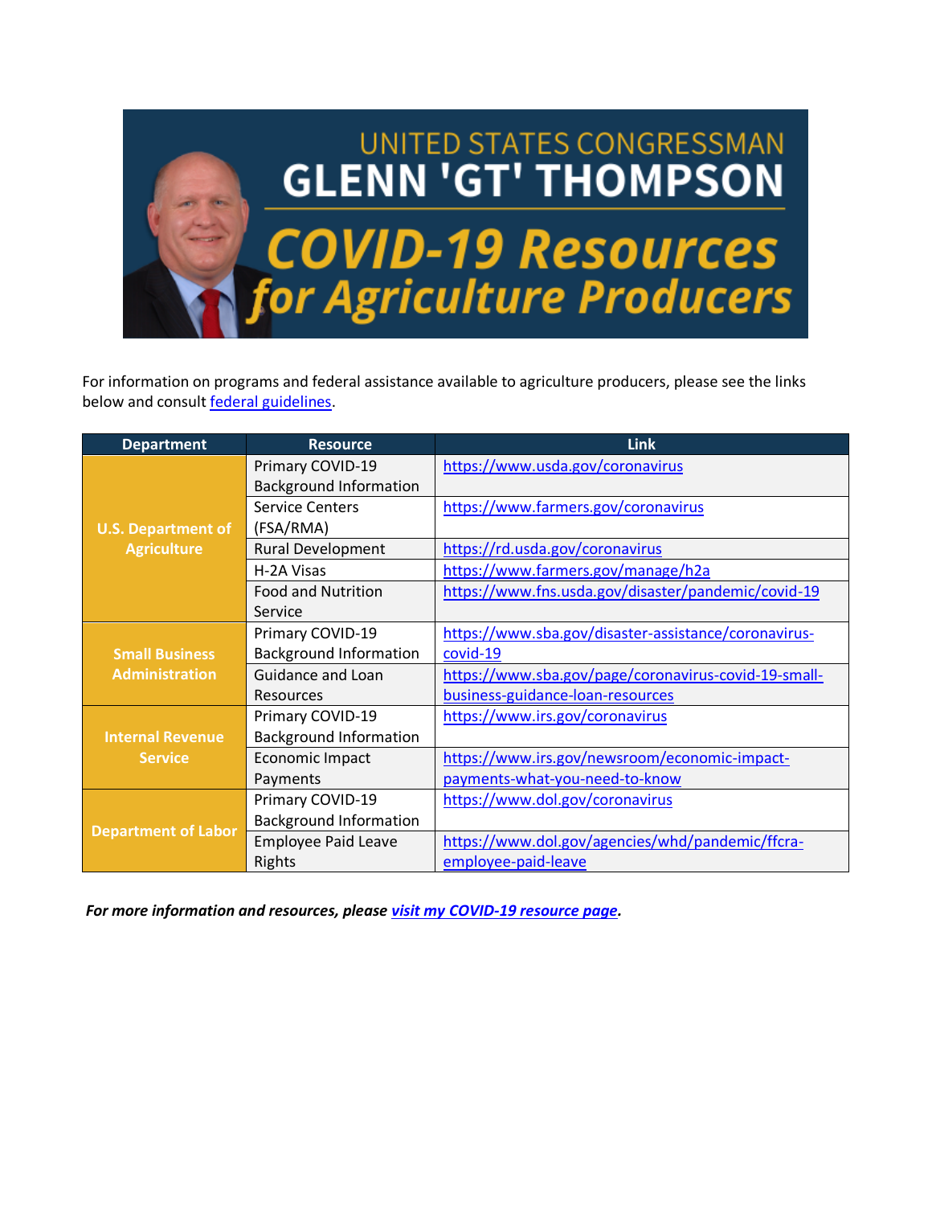# UNITED STATES CONGRESSMAN GLENN 'GT' THOMPSON

## *COVID-19 Resources for Agriculture Producers*

For information on programs and federal assistance available to agriculture producers, please see the links below and consult [federal guidelines](federal guidelines).

| Department | Resource | Link |
|---|---|---|
| **U.S. Department of Agriculture** | Primary COVID-19 Background Information | https://www.usda.gov/coronavirus |
| | Service Centers (FSA/RMA) | https://www.farmers.gov/coronavirus |
| | Rural Development | https://rd.usda.gov/coronavirus |
| | H-2A Visas | https://www.farmers.gov/manage/h2a |
| | Food and Nutrition Service | https://www.fns.usda.gov/disaster/pandemic/covid-19 |
| **Small Business Administration** | Primary COVID-19 Background Information | https://www.sba.gov/disaster-assistance/coronavirus-covid-19 |
| | Guidance and Loan Resources | https://www.sba.gov/page/coronavirus-covid-19-small-business-guidance-loan-resources |
| **Internal Revenue Service** | Primary COVID-19 Background Information | https://www.irs.gov/coronavirus |
| | Economic Impact Payments | https://www.irs.gov/newsroom/economic-impact-payments-what-you-need-to-know |
| **Department of Labor** | Primary COVID-19 Background Information | https://www.dol.gov/coronavirus |
| | Employee Paid Leave Rights | https://www.dol.gov/agencies/whd/pandemic/ffcra-employee-paid-leave |

***For more information and resources, please visit my COVID-19 resource page.***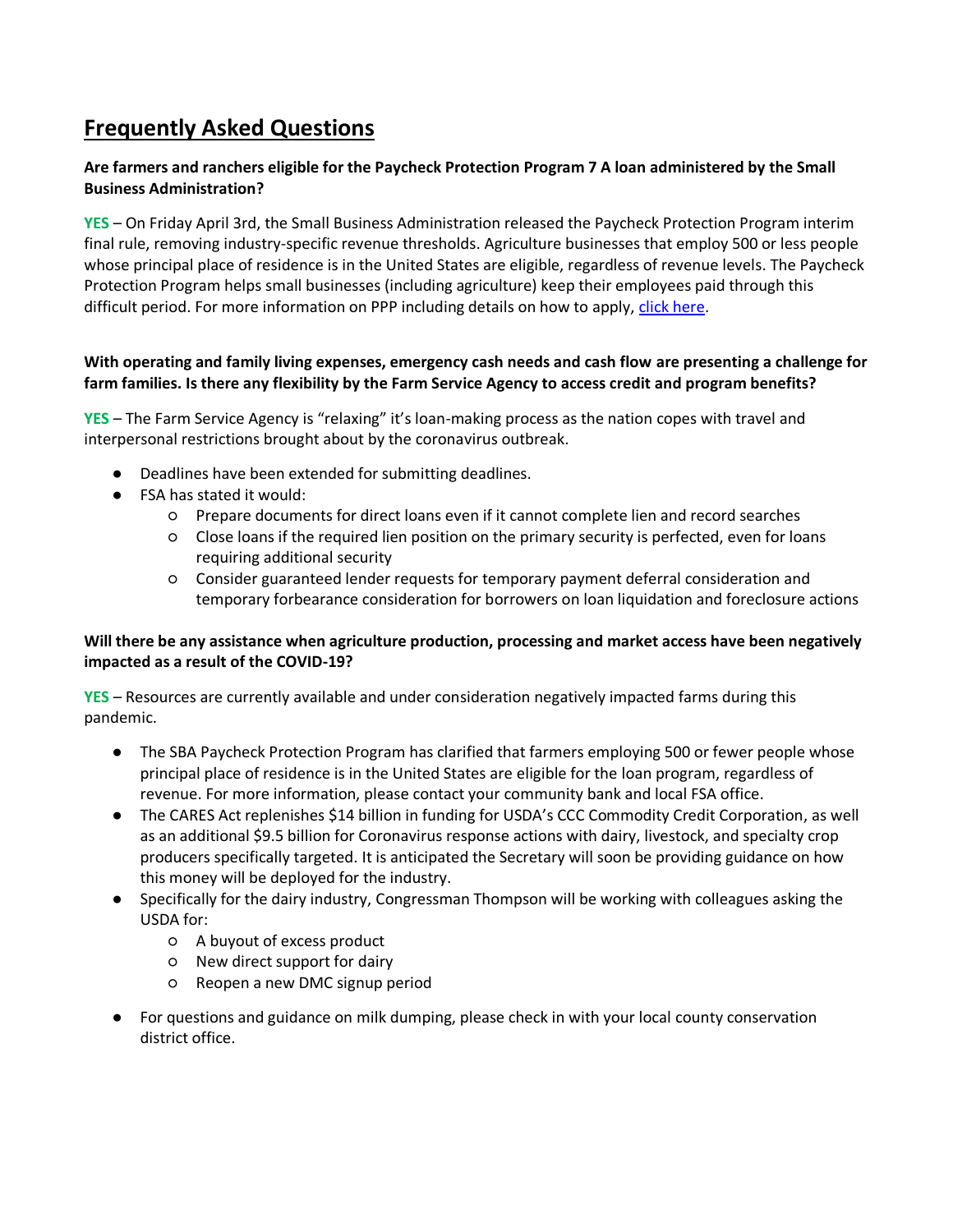## Frequently Asked Questions

**Are farmers and ranchers eligible for the Paycheck Protection Program 7 A loan administered by the Small Business Administration?**

**YES** – On Friday April 3rd, the Small Business Administration released the Paycheck Protection Program interim final rule, removing industry-specific revenue thresholds. Agriculture businesses that employ 500 or less people whose principal place of residence is in the United States are eligible, regardless of revenue levels. The Paycheck Protection Program helps small businesses (including agriculture) keep their employees paid through this difficult period. For more information on PPP including details on how to apply, click here.

**With operating and family living expenses, emergency cash needs and cash flow are presenting a challenge for farm families. Is there any flexibility by the Farm Service Agency to access credit and program benefits?**

**YES** – The Farm Service Agency is "relaxing" it's loan-making process as the nation copes with travel and interpersonal restrictions brought about by the coronavirus outbreak.

- Deadlines have been extended for submitting deadlines.
- FSA has stated it would:
  - Prepare documents for direct loans even if it cannot complete lien and record searches
  - Close loans if the required lien position on the primary security is perfected, even for loans requiring additional security
  - Consider guaranteed lender requests for temporary payment deferral consideration and temporary forbearance consideration for borrowers on loan liquidation and foreclosure actions

**Will there be any assistance when agriculture production, processing and market access have been negatively impacted as a result of the COVID-19?**

**YES** – Resources are currently available and under consideration negatively impacted farms during this pandemic.

- The SBA Paycheck Protection Program has clarified that farmers employing 500 or fewer people whose principal place of residence is in the United States are eligible for the loan program, regardless of revenue. For more information, please contact your community bank and local FSA office.
- The CARES Act replenishes $14 billion in funding for USDA's CCC Commodity Credit Corporation, as well as an additional $9.5 billion for Coronavirus response actions with dairy, livestock, and specialty crop producers specifically targeted. It is anticipated the Secretary will soon be providing guidance on how this money will be deployed for the industry.
- Specifically for the dairy industry, Congressman Thompson will be working with colleagues asking the USDA for:
  - A buyout of excess product
  - New direct support for dairy
  - Reopen a new DMC signup period
- For questions and guidance on milk dumping, please check in with your local county conservation district office.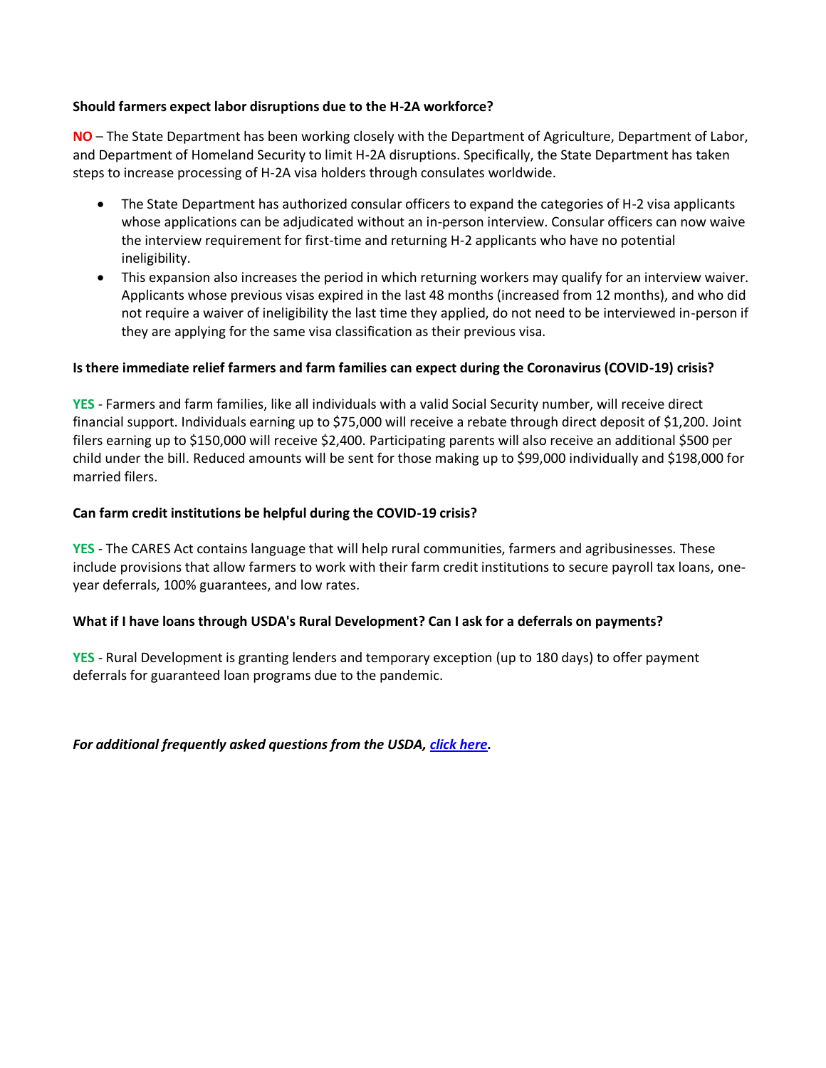**Should farmers expect labor disruptions due to the H-2A workforce?**

**NO** – The State Department has been working closely with the Department of Agriculture, Department of Labor, and Department of Homeland Security to limit H-2A disruptions. Specifically, the State Department has taken steps to increase processing of H-2A visa holders through consulates worldwide.

- The State Department has authorized consular officers to expand the categories of H-2 visa applicants whose applications can be adjudicated without an in-person interview. Consular officers can now waive the interview requirement for first-time and returning H-2 applicants who have no potential ineligibility.
- This expansion also increases the period in which returning workers may qualify for an interview waiver. Applicants whose previous visas expired in the last 48 months (increased from 12 months), and who did not require a waiver of ineligibility the last time they applied, do not need to be interviewed in-person if they are applying for the same visa classification as their previous visa.

**Is there immediate relief farmers and farm families can expect during the Coronavirus (COVID-19) crisis?**

**YES** - Farmers and farm families, like all individuals with a valid Social Security number, will receive direct financial support. Individuals earning up to $75,000 will receive a rebate through direct deposit of $1,200. Joint filers earning up to $150,000 will receive $2,400. Participating parents will also receive an additional $500 per child under the bill. Reduced amounts will be sent for those making up to $99,000 individually and $198,000 for married filers.

**Can farm credit institutions be helpful during the COVID-19 crisis?**

**YES** - The CARES Act contains language that will help rural communities, farmers and agribusinesses. These include provisions that allow farmers to work with their farm credit institutions to secure payroll tax loans, one-year deferrals, 100% guarantees, and low rates.

**What if I have loans through USDA's Rural Development? Can I ask for a deferrals on payments?**

**YES** - Rural Development is granting lenders and temporary exception (up to 180 days) to offer payment deferrals for guaranteed loan programs due to the pandemic.

***For additional frequently asked questions from the USDA, click here.***